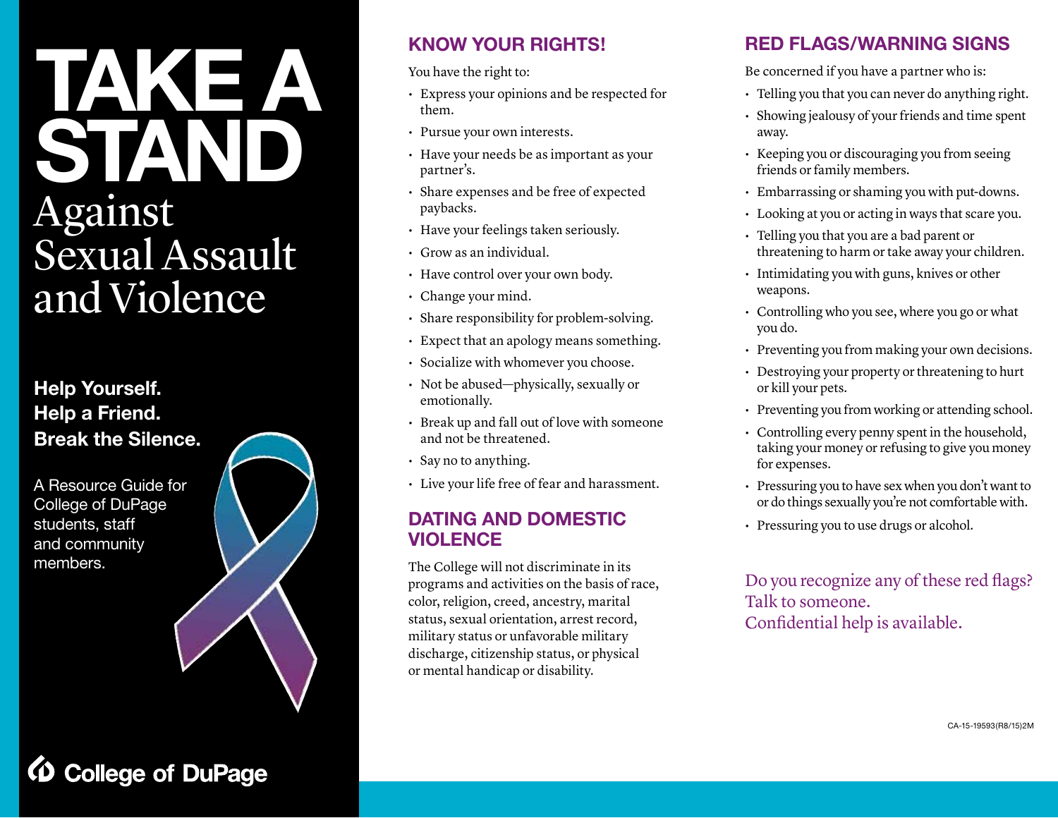# TAKE A STAND Against Sexual Assault and Violence

**Help Yourself.**
**Help a Friend.**
**Break the Silence.**

A Resource Guide for College of DuPage students, staff and community members.

College of DuPage

## KNOW YOUR RIGHTS!

You have the right to:

- Express your opinions and be respected for them.
- Pursue your own interests.
- Have your needs be as important as your partner's.
- Share expenses and be free of expected paybacks.
- Have your feelings taken seriously.
- Grow as an individual.
- Have control over your own body.
- Change your mind.
- Share responsibility for problem-solving.
- Expect that an apology means something.
- Socialize with whomever you choose.
- Not be abused—physically, sexually or emotionally.
- Break up and fall out of love with someone and not be threatened.
- Say no to anything.
- Live your life free of fear and harassment.

## DATING AND DOMESTIC VIOLENCE

The College will not discriminate in its programs and activities on the basis of race, color, religion, creed, ancestry, marital status, sexual orientation, arrest record, military status or unfavorable military discharge, citizenship status, or physical or mental handicap or disability.

## RED FLAGS/WARNING SIGNS

Be concerned if you have a partner who is:

- Telling you that you can never do anything right.
- Showing jealousy of your friends and time spent away.
- Keeping you or discouraging you from seeing friends or family members.
- Embarrassing or shaming you with put-downs.
- Looking at you or acting in ways that scare you.
- Telling you that you are a bad parent or threatening to harm or take away your children.
- Intimidating you with guns, knives or other weapons.
- Controlling who you see, where you go or what you do.
- Preventing you from making your own decisions.
- Destroying your property or threatening to hurt or kill your pets.
- Preventing you from working or attending school.
- Controlling every penny spent in the household, taking your money or refusing to give you money for expenses.
- Pressuring you to have sex when you don't want to or do things sexually you're not comfortable with.
- Pressuring you to use drugs or alcohol.

Do you recognize any of these red flags?
Talk to someone.
Confidential help is available.

CA-15-19593(R8/15)2M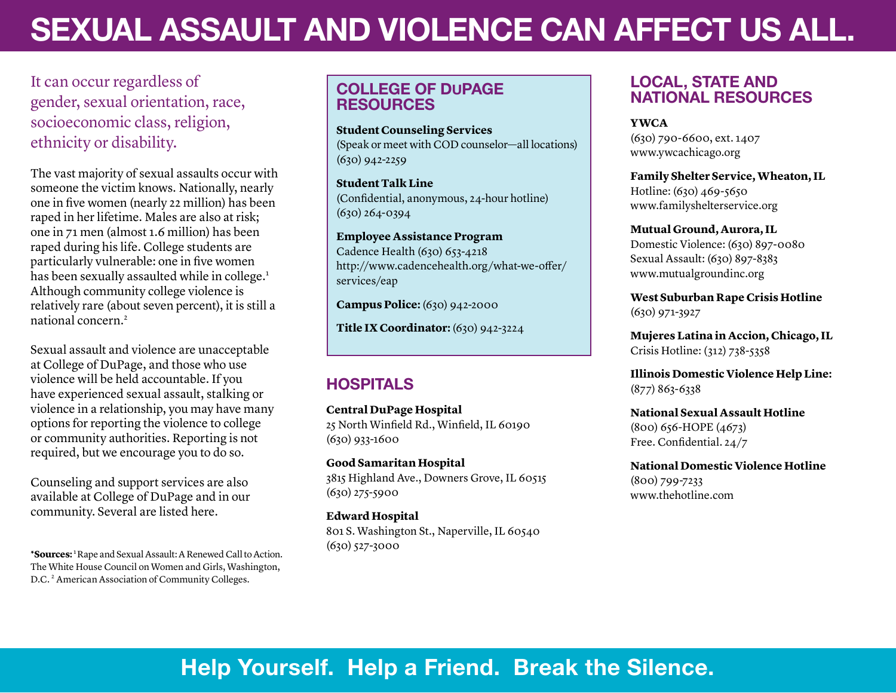# SEXUAL ASSAULT AND VIOLENCE CAN AFFECT US ALL.

It can occur regardless of gender, sexual orientation, race, socioeconomic class, religion, ethnicity or disability.

The vast majority of sexual assaults occur with someone the victim knows. Nationally, nearly one in five women (nearly 22 million) has been raped in her lifetime. Males are also at risk; one in 71 men (almost 1.6 million) has been raped during his life. College students are particularly vulnerable: one in five women has been sexually assaulted while in college.[1] Although community college violence is relatively rare (about seven percent), it is still a national concern.[2]

Sexual assault and violence are unacceptable at College of DuPage, and those who use violence will be held accountable. If you have experienced sexual assault, stalking or violence in a relationship, you may have many options for reporting the violence to college or community authorities. Reporting is not required, but we encourage you to do so.

Counseling and support services are also available at College of DuPage and in our community. Several are listed here.

***Sources:** [1] Rape and Sexual Assault: A Renewed Call to Action. The White House Council on Women and Girls, Washington, D.C. [2] American Association of Community Colleges.

## COLLEGE OF DuPAGE RESOURCES

**Student Counseling Services**
(Speak or meet with COD counselor—all locations)
(630) 942-2259

**Student Talk Line**
(Confidential, anonymous, 24-hour hotline)
(630) 264-0394

**Employee Assistance Program**
Cadence Health (630) 653-4218
http://www.cadencehealth.org/what-we-offer/services/eap

**Campus Police:** (630) 942-2000

**Title IX Coordinator:** (630) 942-3224

## HOSPITALS

**Central DuPage Hospital**
25 North Winfield Rd., Winfield, IL 60190
(630) 933-1600

**Good Samaritan Hospital**
3815 Highland Ave., Downers Grove, IL 60515
(630) 275-5900

**Edward Hospital**
801 S. Washington St., Naperville, IL 60540
(630) 527-3000

## LOCAL, STATE AND NATIONAL RESOURCES

**YWCA**
(630) 790-6600, ext. 1407
www.ywcachicago.org

**Family Shelter Service, Wheaton, IL**
Hotline: (630) 469-5650
www.familyshelterservice.org

**Mutual Ground, Aurora, IL**
Domestic Violence: (630) 897-0080
Sexual Assault: (630) 897-8383
www.mutualgroundinc.org

**West Suburban Rape Crisis Hotline**
(630) 971-3927

**Mujeres Latina in Accion, Chicago, IL**
Crisis Hotline: (312) 738-5358

**Illinois Domestic Violence Help Line:**
(877) 863-6338

**National Sexual Assault Hotline**
(800) 656-HOPE (4673)
Free. Confidential. 24/7

**National Domestic Violence Hotline**
(800) 799-7233
www.thehotline.com

**Help Yourself. Help a Friend. Break the Silence.**